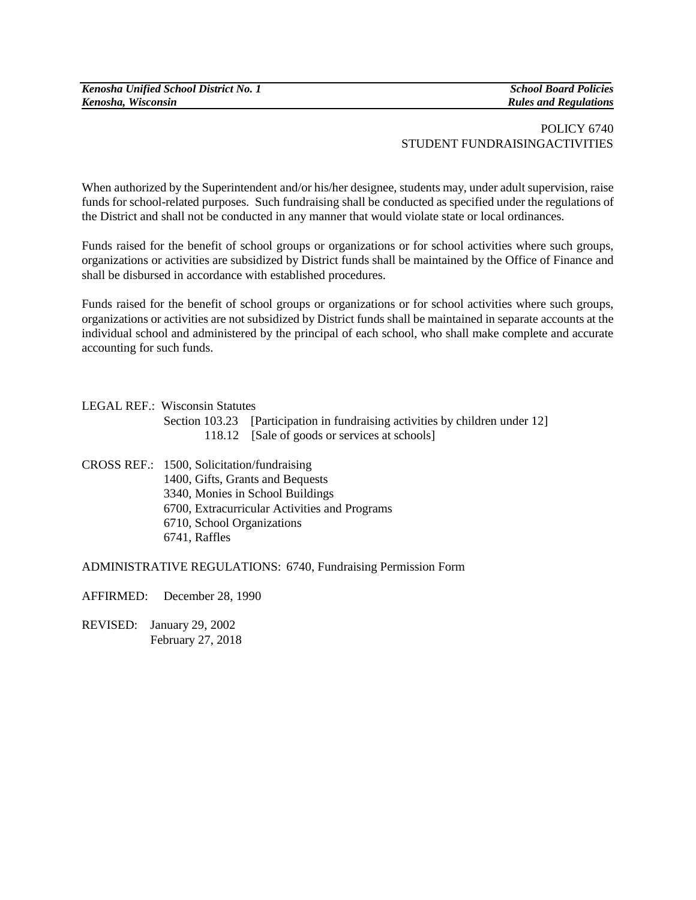*Kenosha Unified School District No. 1*
*Kenosha, Wisconsin*

*School Board Policies*
*Rules and Regulations*

POLICY 6740
STUDENT FUNDRAISINGACTIVITIES

When authorized by the Superintendent and/or his/her designee, students may, under adult supervision, raise funds for school-related purposes. Such fundraising shall be conducted as specified under the regulations of the District and shall not be conducted in any manner that would violate state or local ordinances.

Funds raised for the benefit of school groups or organizations or for school activities where such groups, organizations or activities are subsidized by District funds shall be maintained by the Office of Finance and shall be disbursed in accordance with established procedures.

Funds raised for the benefit of school groups or organizations or for school activities where such groups, organizations or activities are not subsidized by District funds shall be maintained in separate accounts at the individual school and administered by the principal of each school, who shall make complete and accurate accounting for such funds.

LEGAL REF.: Wisconsin Statutes
Section 103.23 [Participation in fundraising activities by children under 12]
118.12 [Sale of goods or services at schools]

CROSS REF.: 1500, Solicitation/fundraising
1400, Gifts, Grants and Bequests
3340, Monies in School Buildings
6700, Extracurricular Activities and Programs
6710, School Organizations
6741, Raffles

ADMINISTRATIVE REGULATIONS: 6740, Fundraising Permission Form

AFFIRMED: December 28, 1990

REVISED: January 29, 2002
February 27, 2018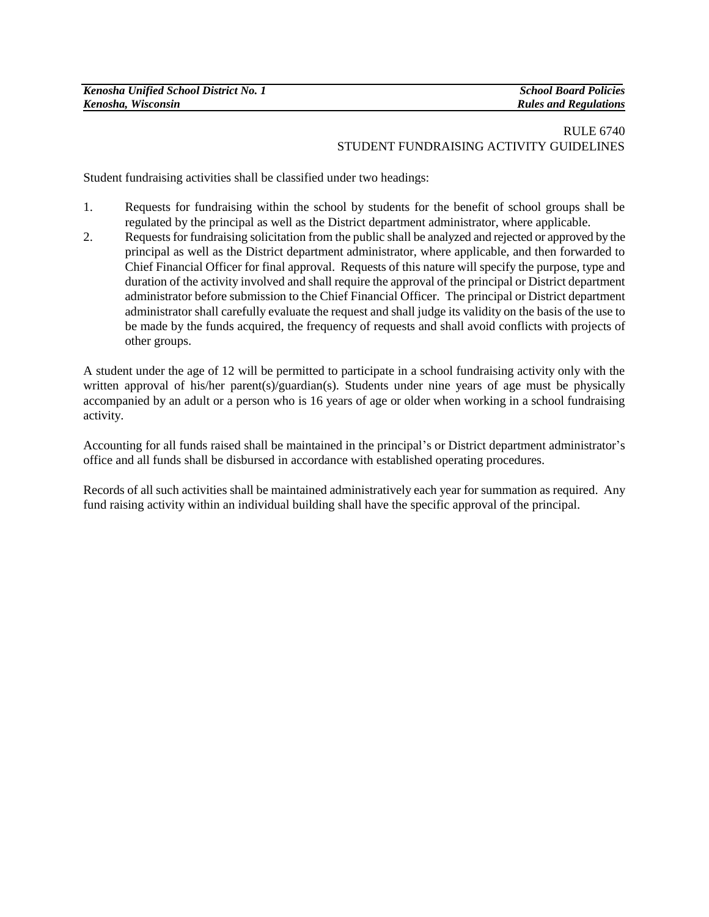RULE 6740
STUDENT FUNDRAISING ACTIVITY GUIDELINES

Student fundraising activities shall be classified under two headings:

1. Requests for fundraising within the school by students for the benefit of school groups shall be regulated by the principal as well as the District department administrator, where applicable.
2. Requests for fundraising solicitation from the public shall be analyzed and rejected or approved by the principal as well as the District department administrator, where applicable, and then forwarded to Chief Financial Officer for final approval. Requests of this nature will specify the purpose, type and duration of the activity involved and shall require the approval of the principal or District department administrator before submission to the Chief Financial Officer. The principal or District department administrator shall carefully evaluate the request and shall judge its validity on the basis of the use to be made by the funds acquired, the frequency of requests and shall avoid conflicts with projects of other groups.

A student under the age of 12 will be permitted to participate in a school fundraising activity only with the written approval of his/her parent(s)/guardian(s). Students under nine years of age must be physically accompanied by an adult or a person who is 16 years of age or older when working in a school fundraising activity.

Accounting for all funds raised shall be maintained in the principal's or District department administrator's office and all funds shall be disbursed in accordance with established operating procedures.

Records of all such activities shall be maintained administratively each year for summation as required. Any fund raising activity within an individual building shall have the specific approval of the principal.